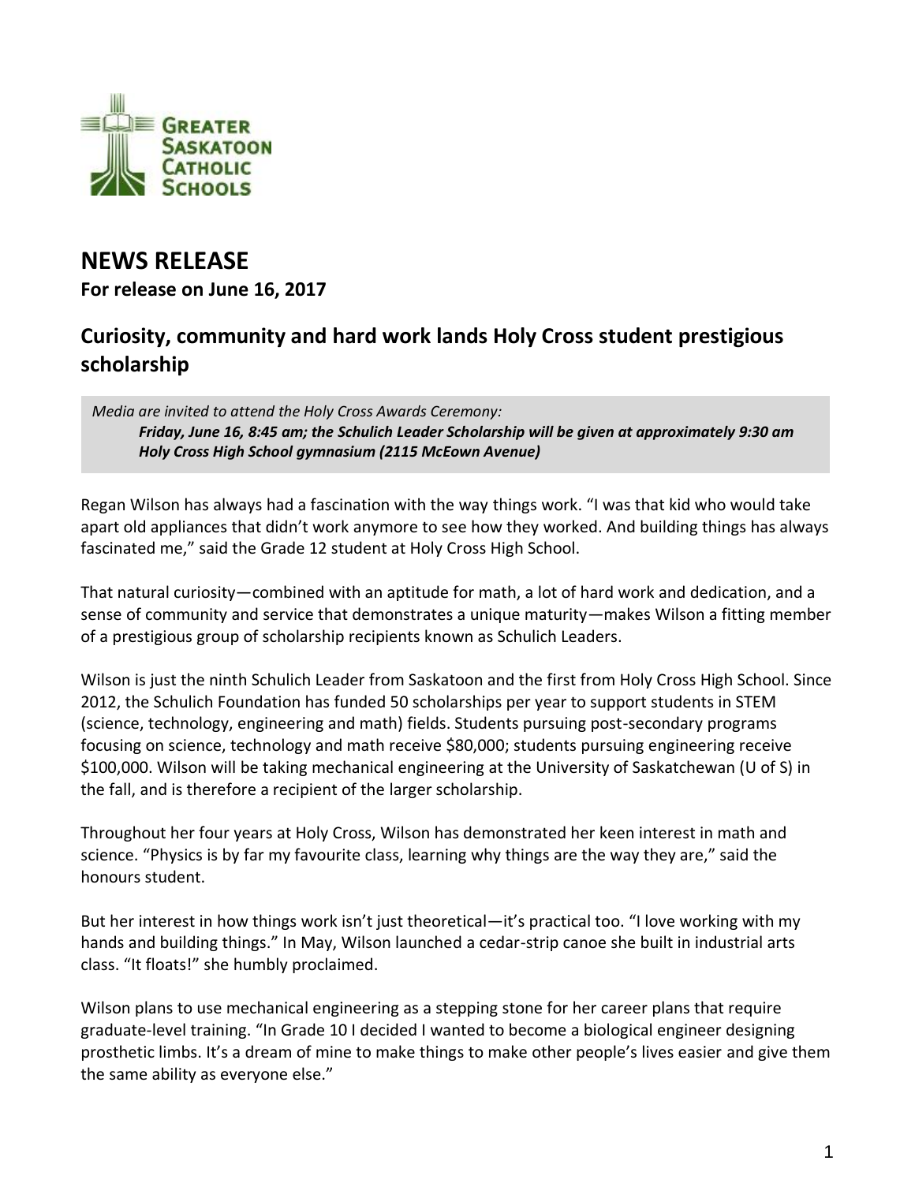Greater Saskatoon Catholic Schools

# NEWS RELEASE

**For release on June 16, 2017**

## Curiosity, community and hard work lands Holy Cross student prestigious scholarship

*Media are invited to attend the Holy Cross Awards Ceremony:*

***Friday, June 16, 8:45 am; the Schulich Leader Scholarship will be given at approximately 9:30 am***

***Holy Cross High School gymnasium (2115 McEown Avenue)***

Regan Wilson has always had a fascination with the way things work. "I was that kid who would take apart old appliances that didn't work anymore to see how they worked. And building things has always fascinated me," said the Grade 12 student at Holy Cross High School.

That natural curiosity—combined with an aptitude for math, a lot of hard work and dedication, and a sense of community and service that demonstrates a unique maturity—makes Wilson a fitting member of a prestigious group of scholarship recipients known as Schulich Leaders.

Wilson is just the ninth Schulich Leader from Saskatoon and the first from Holy Cross High School. Since 2012, the Schulich Foundation has funded 50 scholarships per year to support students in STEM (science, technology, engineering and math) fields. Students pursuing post-secondary programs focusing on science, technology and math receive $80,000; students pursuing engineering receive $100,000. Wilson will be taking mechanical engineering at the University of Saskatchewan (U of S) in the fall, and is therefore a recipient of the larger scholarship.

Throughout her four years at Holy Cross, Wilson has demonstrated her keen interest in math and science. "Physics is by far my favourite class, learning why things are the way they are," said the honours student.

But her interest in how things work isn't just theoretical—it's practical too. "I love working with my hands and building things." In May, Wilson launched a cedar-strip canoe she built in industrial arts class. "It floats!" she humbly proclaimed.

Wilson plans to use mechanical engineering as a stepping stone for her career plans that require graduate-level training. "In Grade 10 I decided I wanted to become a biological engineer designing prosthetic limbs. It's a dream of mine to make things to make other people's lives easier and give them the same ability as everyone else."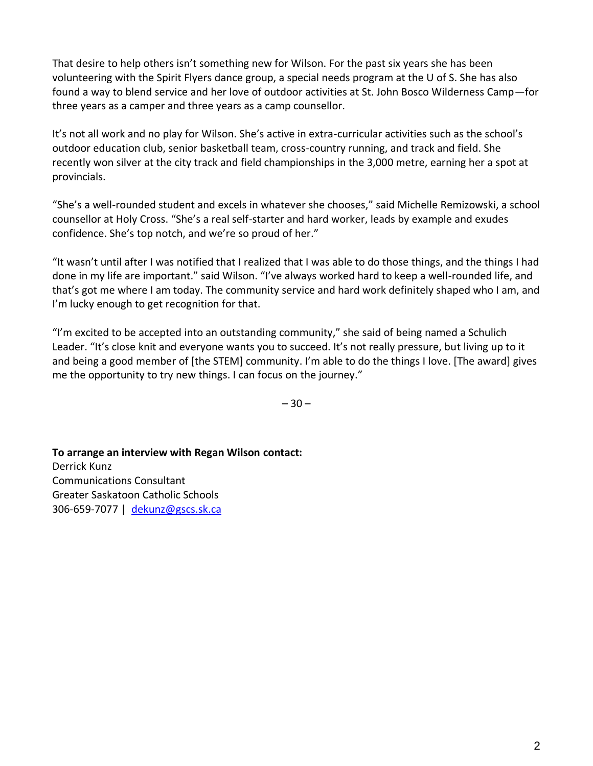That desire to help others isn't something new for Wilson. For the past six years she has been volunteering with the Spirit Flyers dance group, a special needs program at the U of S. She has also found a way to blend service and her love of outdoor activities at St. John Bosco Wilderness Camp—for three years as a camper and three years as a camp counsellor.

It's not all work and no play for Wilson. She's active in extra-curricular activities such as the school's outdoor education club, senior basketball team, cross-country running, and track and field. She recently won silver at the city track and field championships in the 3,000 metre, earning her a spot at provincials.

"She's a well-rounded student and excels in whatever she chooses," said Michelle Remizowski, a school counsellor at Holy Cross. "She's a real self-starter and hard worker, leads by example and exudes confidence. She's top notch, and we're so proud of her."

"It wasn't until after I was notified that I realized that I was able to do those things, and the things I had done in my life are important." said Wilson. "I've always worked hard to keep a well-rounded life, and that's got me where I am today. The community service and hard work definitely shaped who I am, and I'm lucky enough to get recognition for that.

"I'm excited to be accepted into an outstanding community," she said of being named a Schulich Leader. "It's close knit and everyone wants you to succeed. It's not really pressure, but living up to it and being a good member of [the STEM] community. I'm able to do the things I love. [The award] gives me the opportunity to try new things. I can focus on the journey."

– 30 –

**To arrange an interview with Regan Wilson contact:**
Derrick Kunz
Communications Consultant
Greater Saskatoon Catholic Schools
306-659-7077 | dekunz@gscs.sk.ca